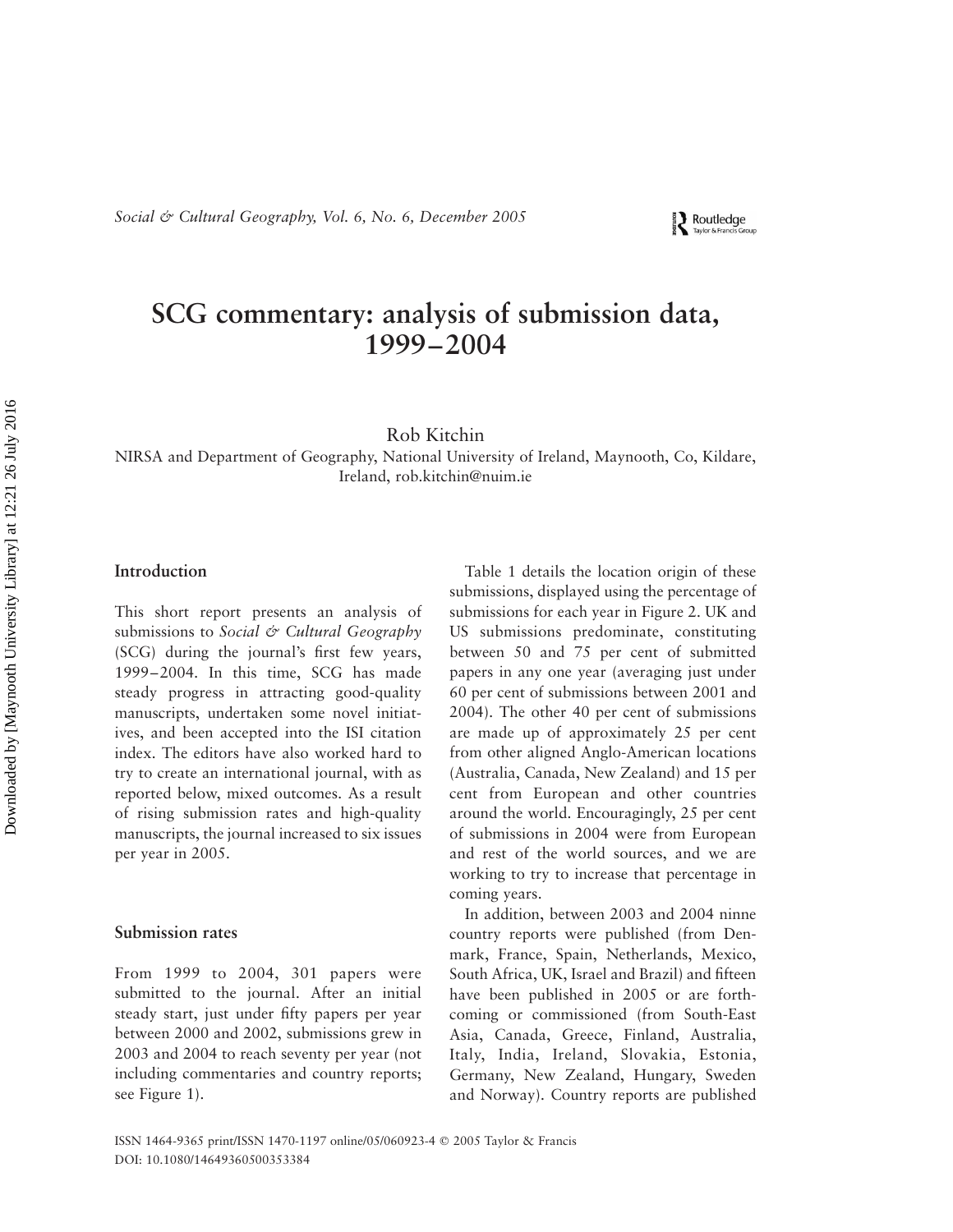# SCG commentary: analysis of submission data, 1999–2004

Rob Kitchin

NIRSA and Department of Geography, National University of Ireland, Maynooth, Co, Kildare, Ireland, rob.kitchin@nuim.ie

## Introduction

This short report presents an analysis of submissions to *Social & Cultural Geography* (SCG) during the journal's first few years, 1999–2004. In this time, SCG has made steady progress in attracting good-quality manuscripts, undertaken some novel initiatives, and been accepted into the ISI citation index. The editors have also worked hard to try to create an international journal, with as reported below, mixed outcomes. As a result of rising submission rates and high-quality manuscripts, the journal increased to six issues per year in 2005.

## Submission rates

From 1999 to 2004, 301 papers were submitted to the journal. After an initial steady start, just under fifty papers per year between 2000 and 2002, submissions grew in 2003 and 2004 to reach seventy per year (not including commentaries and country reports; see Figure 1).

Table 1 details the location origin of these submissions, displayed using the percentage of submissions for each year in Figure 2. UK and US submissions predominate, constituting between 50 and 75 per cent of submitted papers in any one year (averaging just under 60 per cent of submissions between 2001 and 2004). The other 40 per cent of submissions are made up of approximately 25 per cent from other aligned Anglo-American locations (Australia, Canada, New Zealand) and 15 per cent from European and other countries around the world. Encouragingly, 25 per cent of submissions in 2004 were from European and rest of the world sources, and we are working to try to increase that percentage in coming years.

In addition, between 2003 and 2004 ninne country reports were published (from Denmark, France, Spain, Netherlands, Mexico, South Africa, UK, Israel and Brazil) and fifteen have been published in 2005 or are forthcoming or commissioned (from South-East Asia, Canada, Greece, Finland, Australia, Italy, India, Ireland, Slovakia, Estonia, Germany, New Zealand, Hungary, Sweden and Norway). Country reports are published

ISSN 1464-9365 print/ISSN 1470-1197 online/05/060923-4 © 2005 Taylor & Francis
DOI: 10.1080/14649360500353384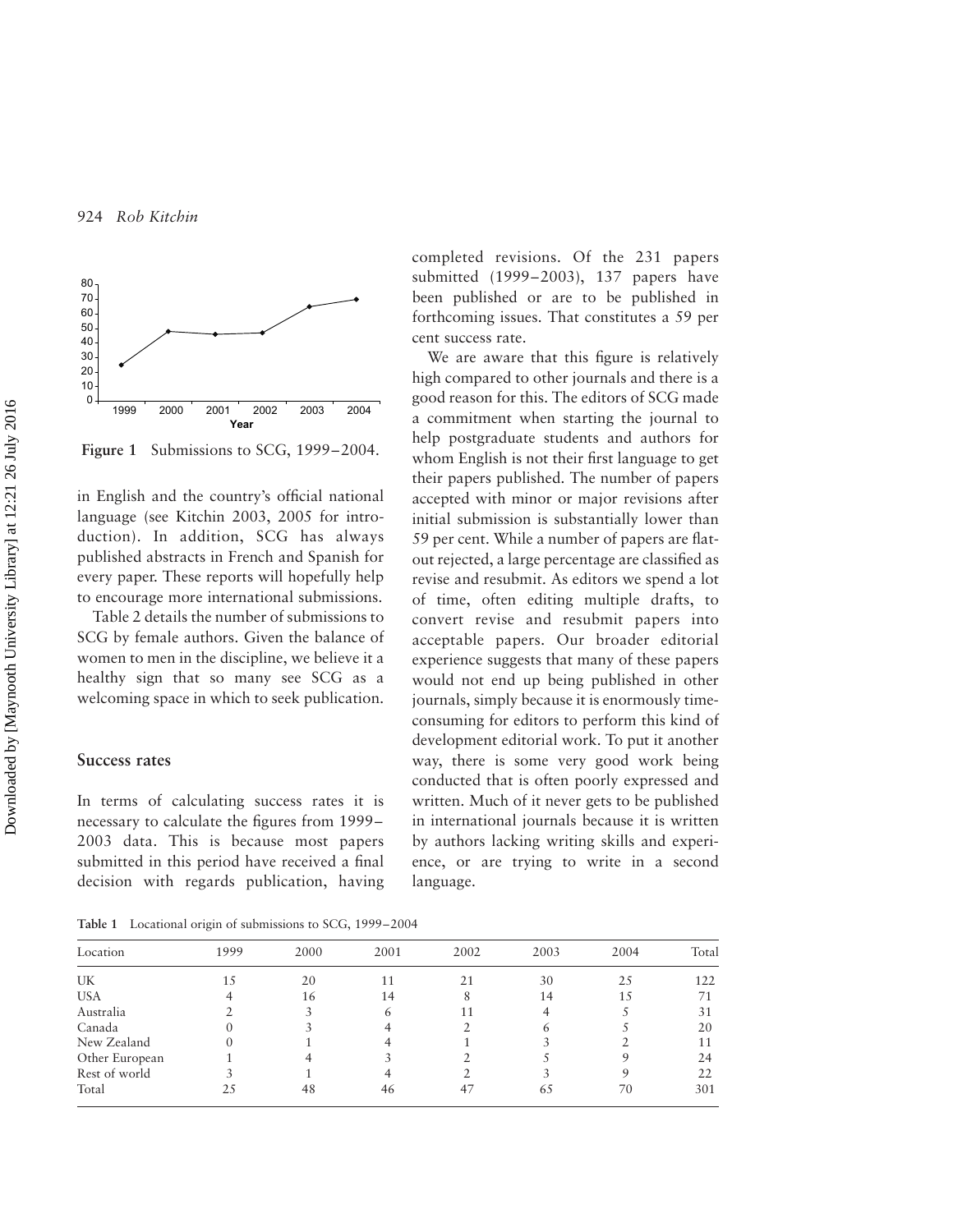Figure 1 Submissions to SCG, 1999–2004.

in English and the country's official national language (see Kitchin 2003, 2005 for introduction). In addition, SCG has always published abstracts in French and Spanish for every paper. These reports will hopefully help to encourage more international submissions.

Table 2 details the number of submissions to SCG by female authors. Given the balance of women to men in the discipline, we believe it a healthy sign that so many see SCG as a welcoming space in which to seek publication.

## Success rates

In terms of calculating success rates it is necessary to calculate the figures from 1999–2003 data. This is because most papers submitted in this period have received a final decision with regards publication, having completed revisions. Of the 231 papers submitted (1999–2003), 137 papers have been published or are to be published in forthcoming issues. That constitutes a 59 per cent success rate.

We are aware that this figure is relatively high compared to other journals and there is a good reason for this. The editors of SCG made a commitment when starting the journal to help postgraduate students and authors for whom English is not their first language to get their papers published. The number of papers accepted with minor or major revisions after initial submission is substantially lower than 59 per cent. While a number of papers are flat-out rejected, a large percentage are classified as revise and resubmit. As editors we spend a lot of time, often editing multiple drafts, to convert revise and resubmit papers into acceptable papers. Our broader editorial experience suggests that many of these papers would not end up being published in other journals, simply because it is enormously time-consuming for editors to perform this kind of development editorial work. To put it another way, there is some very good work being conducted that is often poorly expressed and written. Much of it never gets to be published in international journals because it is written by authors lacking writing skills and experience, or are trying to write in a second language.

**Table 1** Locational origin of submissions to SCG, 1999–2004

| Location | 1999 | 2000 | 2001 | 2002 | 2003 | 2004 | Total |
|---|---|---|---|---|---|---|---|
| UK | 15 | 20 | 11 | 21 | 30 | 25 | 122 |
| USA | 4 | 16 | 14 | 8 | 14 | 15 | 71 |
| Australia | 2 | 3 | 6 | 11 | 4 | 5 | 31 |
| Canada | 0 | 3 | 4 | 2 | 6 | 5 | 20 |
| New Zealand | 0 | 1 | 4 | 1 | 3 | 2 | 11 |
| Other European | 1 | 4 | 3 | 2 | 5 | 9 | 24 |
| Rest of world | 3 | 1 | 4 | 2 | 3 | 9 | 22 |
| Total | 25 | 48 | 46 | 47 | 65 | 70 | 301 |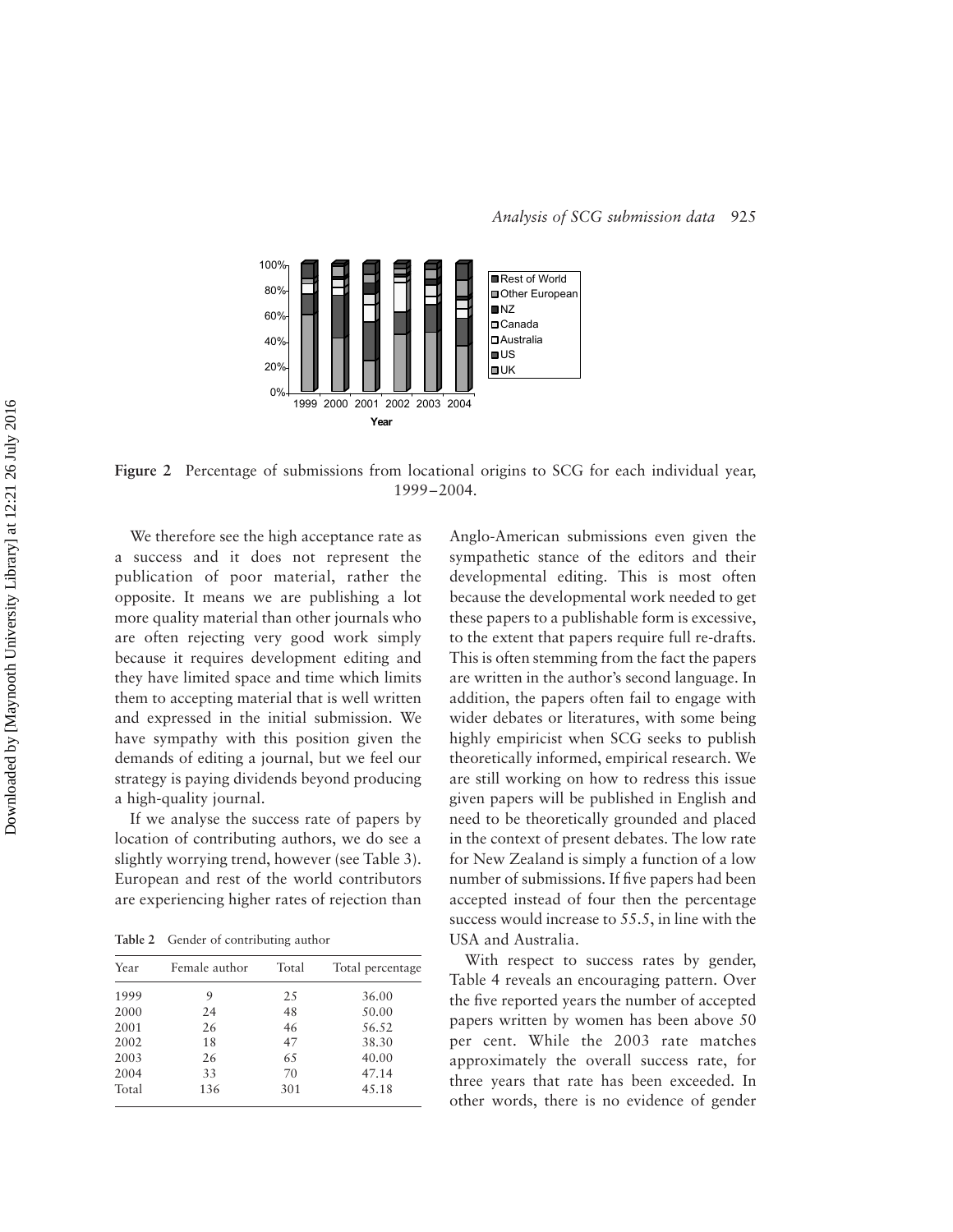Figure 2 Percentage of submissions from locational origins to SCG for each individual year, 1999–2004.

We therefore see the high acceptance rate as a success and it does not represent the publication of poor material, rather the opposite. It means we are publishing a lot more quality material than other journals who are often rejecting very good work simply because it requires development editing and they have limited space and time which limits them to accepting material that is well written and expressed in the initial submission. We have sympathy with this position given the demands of editing a journal, but we feel our strategy is paying dividends beyond producing a high-quality journal.

If we analyse the success rate of papers by location of contributing authors, we do see a slightly worrying trend, however (see Table 3). European and rest of the world contributors are experiencing higher rates of rejection than Anglo-American submissions even given the sympathetic stance of the editors and their developmental editing. This is most often because the developmental work needed to get these papers to a publishable form is excessive, to the extent that papers require full re-drafts. This is often stemming from the fact the papers are written in the author's second language. In addition, the papers often fail to engage with wider debates or literatures, with some being highly empiricist when SCG seeks to publish theoretically informed, empirical research. We are still working on how to redress this issue given papers will be published in English and need to be theoretically grounded and placed in the context of present debates. The low rate for New Zealand is simply a function of a low number of submissions. If five papers had been accepted instead of four then the percentage success would increase to 55.5, in line with the USA and Australia.

**Table 2** Gender of contributing author

| Year | Female author | Total | Total percentage |
|---|---|---|---|
| 1999 | 9 | 25 | 36.00 |
| 2000 | 24 | 48 | 50.00 |
| 2001 | 26 | 46 | 56.52 |
| 2002 | 18 | 47 | 38.30 |
| 2003 | 26 | 65 | 40.00 |
| 2004 | 33 | 70 | 47.14 |
| Total | 136 | 301 | 45.18 |

With respect to success rates by gender, Table 4 reveals an encouraging pattern. Over the five reported years the number of accepted papers written by women has been above 50 per cent. While the 2003 rate matches approximately the overall success rate, for three years that rate has been exceeded. In other words, there is no evidence of gender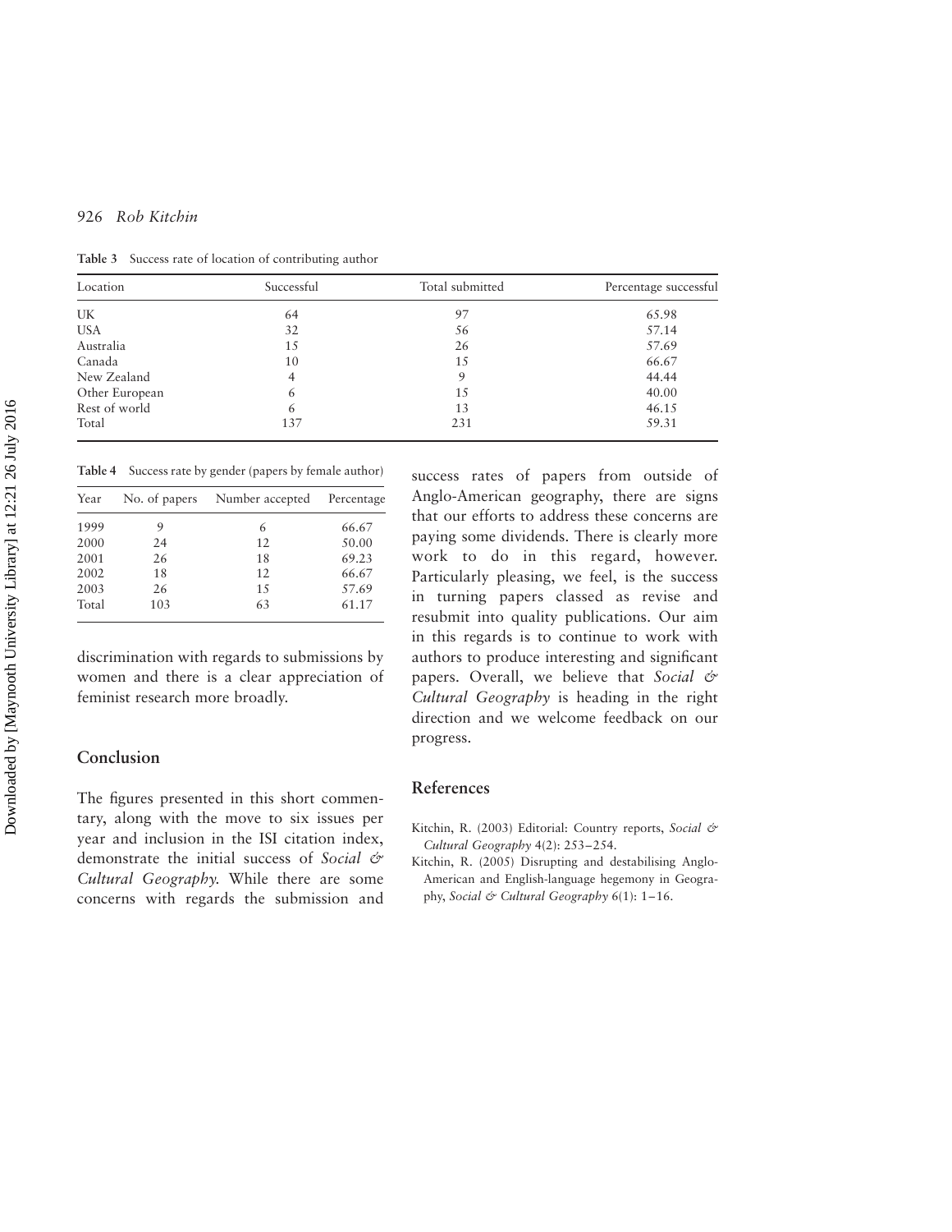**Table 3** Success rate of location of contributing author

| Location | Successful | Total submitted | Percentage successful |
|---|---|---|---|
| UK | 64 | 97 | 65.98 |
| USA | 32 | 56 | 57.14 |
| Australia | 15 | 26 | 57.69 |
| Canada | 10 | 15 | 66.67 |
| New Zealand | 4 | 9 | 44.44 |
| Other European | 6 | 15 | 40.00 |
| Rest of world | 6 | 13 | 46.15 |
| Total | 137 | 231 | 59.31 |

**Table 4** Success rate by gender (papers by female author)

| Year | No. of papers | Number accepted | Percentage |
|---|---|---|---|
| 1999 | 9 | 6 | 66.67 |
| 2000 | 24 | 12 | 50.00 |
| 2001 | 26 | 18 | 69.23 |
| 2002 | 18 | 12 | 66.67 |
| 2003 | 26 | 15 | 57.69 |
| Total | 103 | 63 | 61.17 |

discrimination with regards to submissions by women and there is a clear appreciation of feminist research more broadly.

## Conclusion

The figures presented in this short commentary, along with the move to six issues per year and inclusion in the ISI citation index, demonstrate the initial success of *Social & Cultural Geography*. While there are some concerns with regards the submission and success rates of papers from outside of Anglo-American geography, there are signs that our efforts to address these concerns are paying some dividends. There is clearly more work to do in this regard, however. Particularly pleasing, we feel, is the success in turning papers classed as revise and resubmit into quality publications. Our aim in this regards is to continue to work with authors to produce interesting and significant papers. Overall, we believe that *Social & Cultural Geography* is heading in the right direction and we welcome feedback on our progress.

## References

Kitchin, R. (2003) Editorial: Country reports, *Social & Cultural Geography* 4(2): 253–254.

Kitchin, R. (2005) Disrupting and destabilising Anglo-American and English-language hegemony in Geography, *Social & Cultural Geography* 6(1): 1–16.